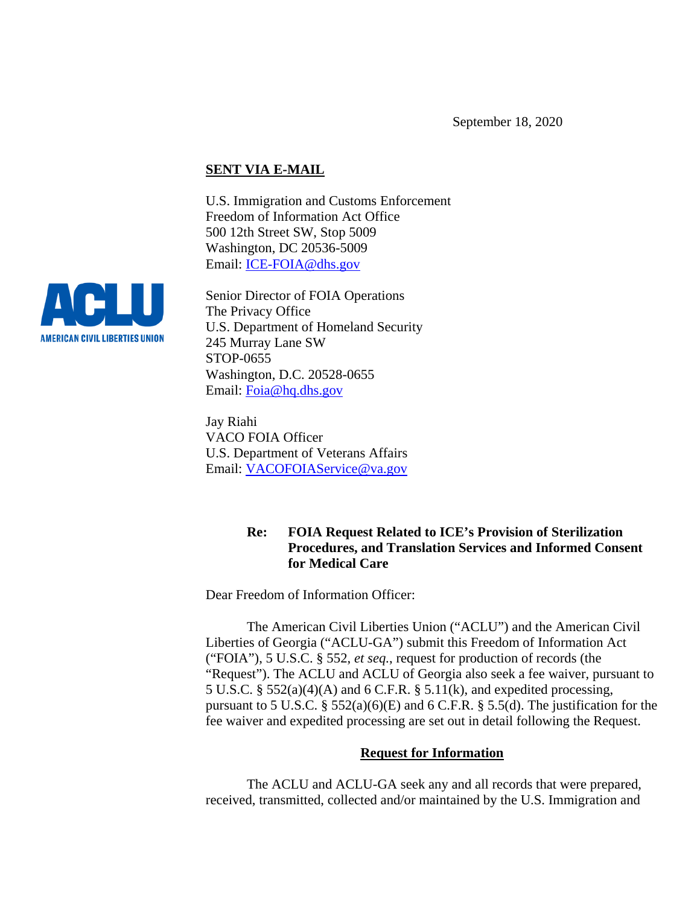September 18, 2020

**SENT VIA E-MAIL**

U.S. Immigration and Customs Enforcement
Freedom of Information Act Office
500 12th Street SW, Stop 5009
Washington, DC 20536-5009
Email: ICE-FOIA@dhs.gov

Senior Director of FOIA Operations
The Privacy Office
U.S. Department of Homeland Security
245 Murray Lane SW
STOP-0655
Washington, D.C. 20528-0655
Email: Foia@hq.dhs.gov

Jay Riahi
VACO FOIA Officer
U.S. Department of Veterans Affairs
Email: VACOFOIAService@va.gov

**Re: FOIA Request Related to ICE's Provision of Sterilization Procedures, and Translation Services and Informed Consent for Medical Care**

Dear Freedom of Information Officer:

The American Civil Liberties Union ("ACLU") and the American Civil Liberties of Georgia ("ACLU-GA") submit this Freedom of Information Act ("FOIA"), 5 U.S.C. § 552, *et seq.*, request for production of records (the "Request"). The ACLU and ACLU of Georgia also seek a fee waiver, pursuant to 5 U.S.C. § 552(a)(4)(A) and 6 C.F.R. § 5.11(k), and expedited processing, pursuant to 5 U.S.C. § 552(a)(6)(E) and 6 C.F.R. § 5.5(d). The justification for the fee waiver and expedited processing are set out in detail following the Request.

## Request for Information

The ACLU and ACLU-GA seek any and all records that were prepared, received, transmitted, collected and/or maintained by the U.S. Immigration and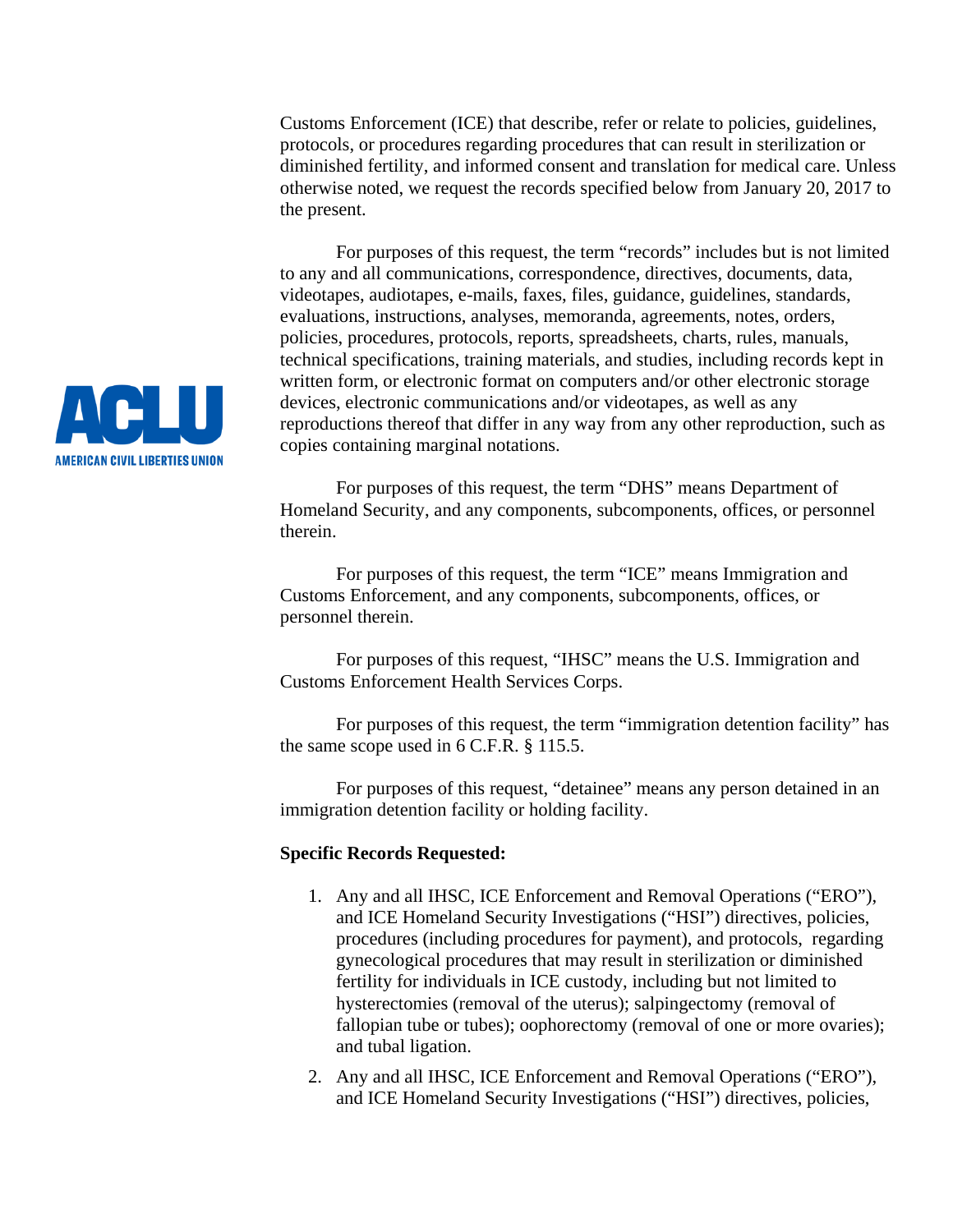Customs Enforcement (ICE) that describe, refer or relate to policies, guidelines, protocols, or procedures regarding procedures that can result in sterilization or diminished fertility, and informed consent and translation for medical care. Unless otherwise noted, we request the records specified below from January 20, 2017 to the present.

For purposes of this request, the term "records" includes but is not limited to any and all communications, correspondence, directives, documents, data, videotapes, audiotapes, e-mails, faxes, files, guidance, guidelines, standards, evaluations, instructions, analyses, memoranda, agreements, notes, orders, policies, procedures, protocols, reports, spreadsheets, charts, rules, manuals, technical specifications, training materials, and studies, including records kept in written form, or electronic format on computers and/or other electronic storage devices, electronic communications and/or videotapes, as well as any reproductions thereof that differ in any way from any other reproduction, such as copies containing marginal notations.

For purposes of this request, the term "DHS" means Department of Homeland Security, and any components, subcomponents, offices, or personnel therein.

For purposes of this request, the term "ICE" means Immigration and Customs Enforcement, and any components, subcomponents, offices, or personnel therein.

For purposes of this request, "IHSC" means the U.S. Immigration and Customs Enforcement Health Services Corps.

For purposes of this request, the term "immigration detention facility" has the same scope used in 6 C.F.R. § 115.5.

For purposes of this request, "detainee" means any person detained in an immigration detention facility or holding facility.

**Specific Records Requested:**

1. Any and all IHSC, ICE Enforcement and Removal Operations ("ERO"), and ICE Homeland Security Investigations ("HSI") directives, policies, procedures (including procedures for payment), and protocols, regarding gynecological procedures that may result in sterilization or diminished fertility for individuals in ICE custody, including but not limited to hysterectomies (removal of the uterus); salpingectomy (removal of fallopian tube or tubes); oophorectomy (removal of one or more ovaries); and tubal ligation.
2. Any and all IHSC, ICE Enforcement and Removal Operations ("ERO"), and ICE Homeland Security Investigations ("HSI") directives, policies,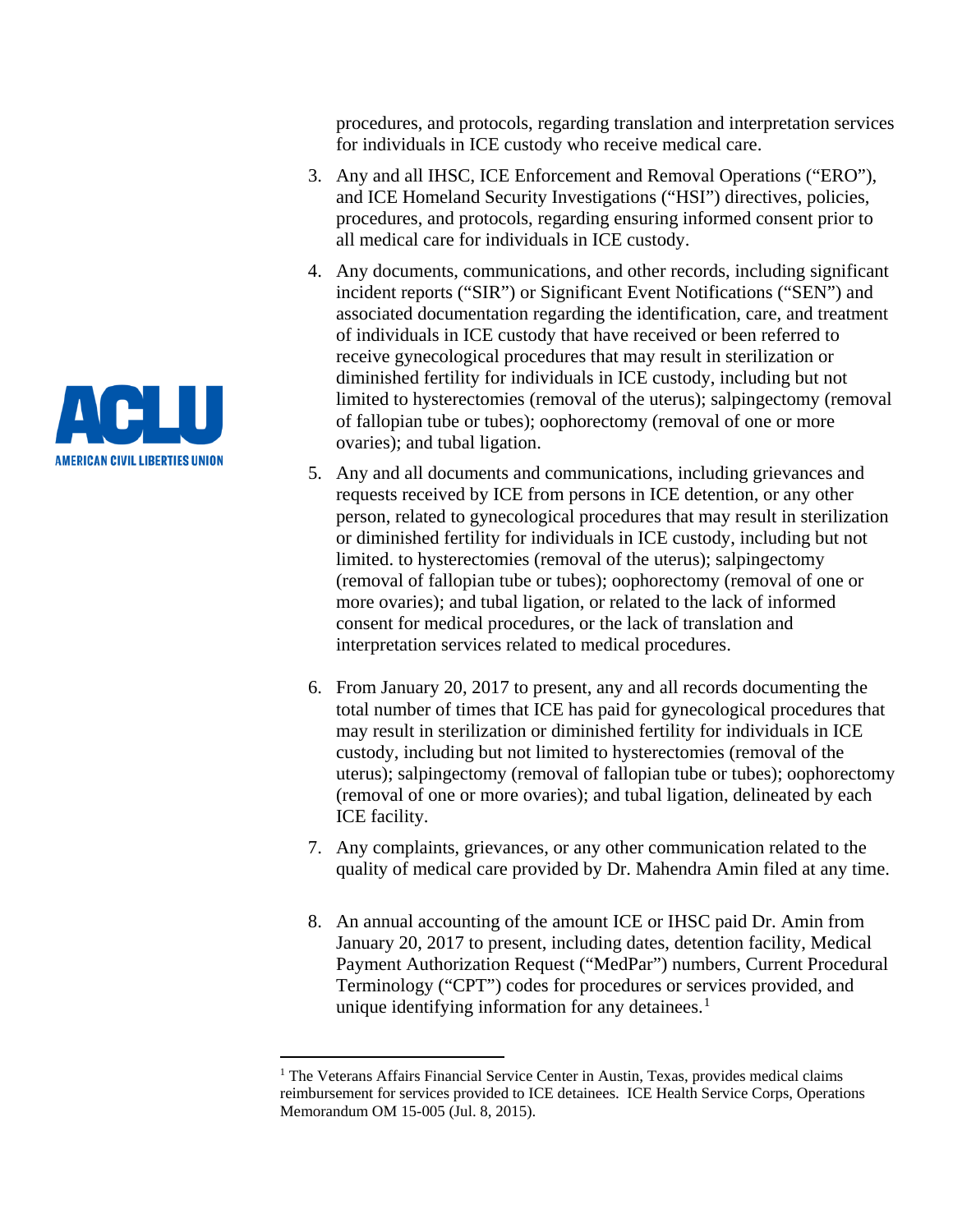procedures, and protocols, regarding translation and interpretation services for individuals in ICE custody who receive medical care.

3. Any and all IHSC, ICE Enforcement and Removal Operations ("ERO"), and ICE Homeland Security Investigations ("HSI") directives, policies, procedures, and protocols, regarding ensuring informed consent prior to all medical care for individuals in ICE custody.

4. Any documents, communications, and other records, including significant incident reports ("SIR") or Significant Event Notifications ("SEN") and associated documentation regarding the identification, care, and treatment of individuals in ICE custody that have received or been referred to receive gynecological procedures that may result in sterilization or diminished fertility for individuals in ICE custody, including but not limited to hysterectomies (removal of the uterus); salpingectomy (removal of fallopian tube or tubes); oophorectomy (removal of one or more ovaries); and tubal ligation.

5. Any and all documents and communications, including grievances and requests received by ICE from persons in ICE detention, or any other person, related to gynecological procedures that may result in sterilization or diminished fertility for individuals in ICE custody, including but not limited. to hysterectomies (removal of the uterus); salpingectomy (removal of fallopian tube or tubes); oophorectomy (removal of one or more ovaries); and tubal ligation, or related to the lack of informed consent for medical procedures, or the lack of translation and interpretation services related to medical procedures.

6. From January 20, 2017 to present, any and all records documenting the total number of times that ICE has paid for gynecological procedures that may result in sterilization or diminished fertility for individuals in ICE custody, including but not limited to hysterectomies (removal of the uterus); salpingectomy (removal of fallopian tube or tubes); oophorectomy (removal of one or more ovaries); and tubal ligation, delineated by each ICE facility.

7. Any complaints, grievances, or any other communication related to the quality of medical care provided by Dr. Mahendra Amin filed at any time.

8. An annual accounting of the amount ICE or IHSC paid Dr. Amin from January 20, 2017 to present, including dates, detention facility, Medical Payment Authorization Request ("MedPar") numbers, Current Procedural Terminology ("CPT") codes for procedures or services provided, and unique identifying information for any detainees.[1]

---

[1] The Veterans Affairs Financial Service Center in Austin, Texas, provides medical claims reimbursement for services provided to ICE detainees. ICE Health Service Corps, Operations Memorandum OM 15-005 (Jul. 8, 2015).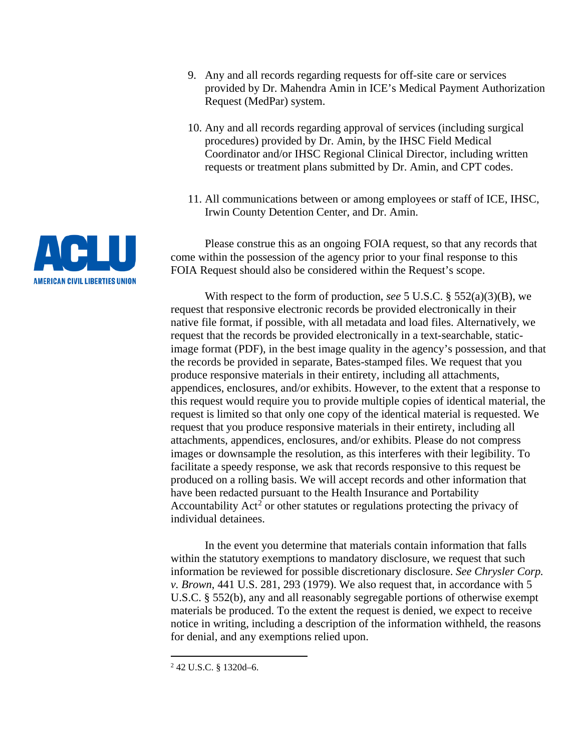9. Any and all records regarding requests for off-site care or services provided by Dr. Mahendra Amin in ICE's Medical Payment Authorization Request (MedPar) system.

10. Any and all records regarding approval of services (including surgical procedures) provided by Dr. Amin, by the IHSC Field Medical Coordinator and/or IHSC Regional Clinical Director, including written requests or treatment plans submitted by Dr. Amin, and CPT codes.

11. All communications between or among employees or staff of ICE, IHSC, Irwin County Detention Center, and Dr. Amin.

Please construe this as an ongoing FOIA request, so that any records that come within the possession of the agency prior to your final response to this FOIA Request should also be considered within the Request's scope.

With respect to the form of production, *see* 5 U.S.C. § 552(a)(3)(B), we request that responsive electronic records be provided electronically in their native file format, if possible, with all metadata and load files. Alternatively, we request that the records be provided electronically in a text-searchable, static-image format (PDF), in the best image quality in the agency's possession, and that the records be provided in separate, Bates-stamped files. We request that you produce responsive materials in their entirety, including all attachments, appendices, enclosures, and/or exhibits. However, to the extent that a response to this request would require you to provide multiple copies of identical material, the request is limited so that only one copy of the identical material is requested. We request that you produce responsive materials in their entirety, including all attachments, appendices, enclosures, and/or exhibits. Please do not compress images or downsample the resolution, as this interferes with their legibility. To facilitate a speedy response, we ask that records responsive to this request be produced on a rolling basis. We will accept records and other information that have been redacted pursuant to the Health Insurance and Portability Accountability Act[2] or other statutes or regulations protecting the privacy of individual detainees.

In the event you determine that materials contain information that falls within the statutory exemptions to mandatory disclosure, we request that such information be reviewed for possible discretionary disclosure. *See Chrysler Corp. v. Brown*, 441 U.S. 281, 293 (1979). We also request that, in accordance with 5 U.S.C. § 552(b), any and all reasonably segregable portions of otherwise exempt materials be produced. To the extent the request is denied, we expect to receive notice in writing, including a description of the information withheld, the reasons for denial, and any exemptions relied upon.

[2] 42 U.S.C. § 1320d–6.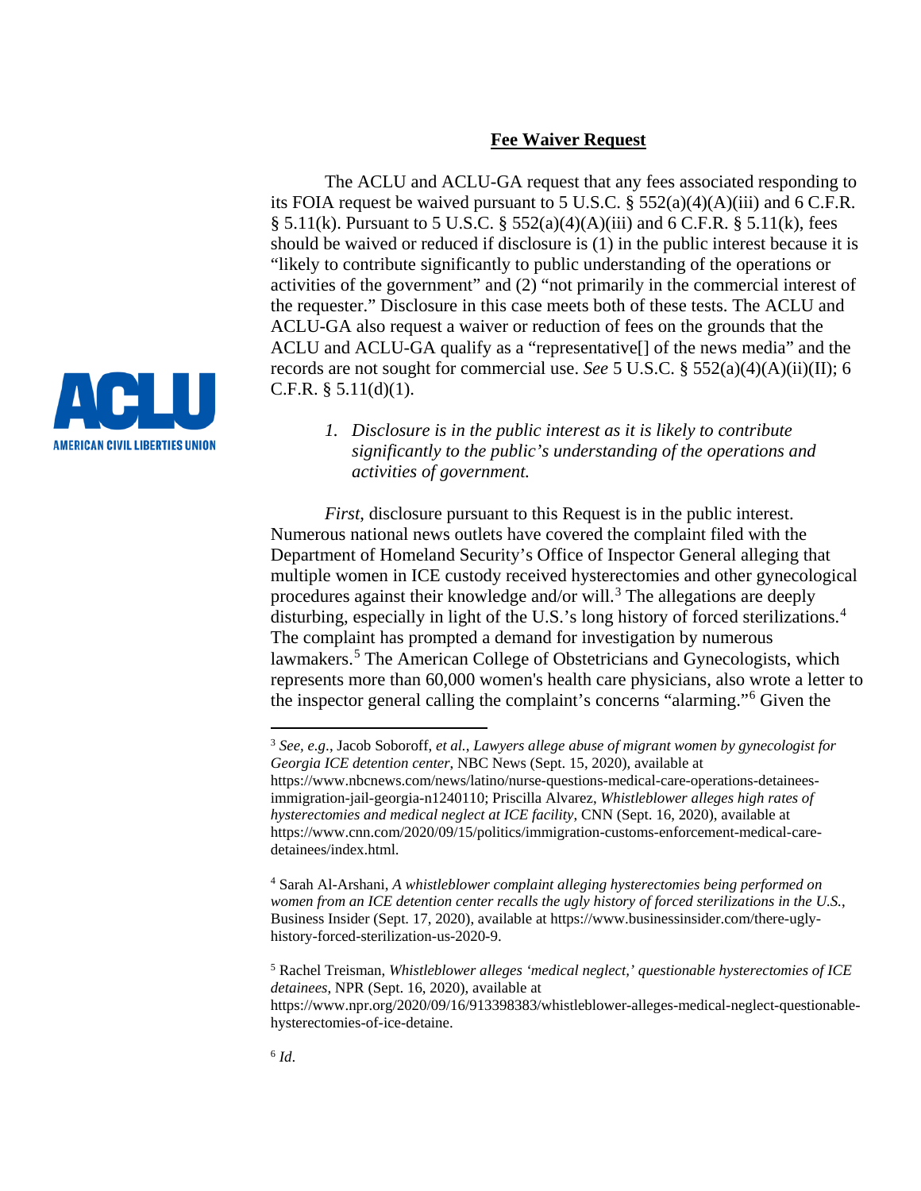## **Fee Waiver Request**

The ACLU and ACLU-GA request that any fees associated responding to its FOIA request be waived pursuant to 5 U.S.C. § 552(a)(4)(A)(iii) and 6 C.F.R. § 5.11(k). Pursuant to 5 U.S.C. § 552(a)(4)(A)(iii) and 6 C.F.R. § 5.11(k), fees should be waived or reduced if disclosure is (1) in the public interest because it is "likely to contribute significantly to public understanding of the operations or activities of the government" and (2) "not primarily in the commercial interest of the requester." Disclosure in this case meets both of these tests. The ACLU and ACLU-GA also request a waiver or reduction of fees on the grounds that the ACLU and ACLU-GA qualify as a "representative[] of the news media" and the records are not sought for commercial use. *See* 5 U.S.C. § 552(a)(4)(A)(ii)(II); 6 C.F.R. § 5.11(d)(1).

1. *Disclosure is in the public interest as it is likely to contribute significantly to the public's understanding of the operations and activities of government.*

*First*, disclosure pursuant to this Request is in the public interest. Numerous national news outlets have covered the complaint filed with the Department of Homeland Security's Office of Inspector General alleging that multiple women in ICE custody received hysterectomies and other gynecological procedures against their knowledge and/or will.[3] The allegations are deeply disturbing, especially in light of the U.S.'s long history of forced sterilizations.[4] The complaint has prompted a demand for investigation by numerous lawmakers.[5] The American College of Obstetricians and Gynecologists, which represents more than 60,000 women's health care physicians, also wrote a letter to the inspector general calling the complaint's concerns "alarming."[6] Given the

---

[3] *See, e.g.*, Jacob Soboroff, *et al.*, *Lawyers allege abuse of migrant women by gynecologist for Georgia ICE detention center*, NBC News (Sept. 15, 2020), available at https://www.nbcnews.com/news/latino/nurse-questions-medical-care-operations-detainees-immigration-jail-georgia-n1240110; Priscilla Alvarez, *Whistleblower alleges high rates of hysterectomies and medical neglect at ICE facility*, CNN (Sept. 16, 2020), available at https://www.cnn.com/2020/09/15/politics/immigration-customs-enforcement-medical-care-detainees/index.html.

[4] Sarah Al-Arshani, *A whistleblower complaint alleging hysterectomies being performed on women from an ICE detention center recalls the ugly history of forced sterilizations in the U.S.*, Business Insider (Sept. 17, 2020), available at https://www.businessinsider.com/there-ugly-history-forced-sterilization-us-2020-9.

[5] Rachel Treisman, *Whistleblower alleges 'medical neglect,' questionable hysterectomies of ICE detainees*, NPR (Sept. 16, 2020), available at https://www.npr.org/2020/09/16/913398383/whistleblower-alleges-medical-neglect-questionable-hysterectomies-of-ice-detaine.

[6] *Id*.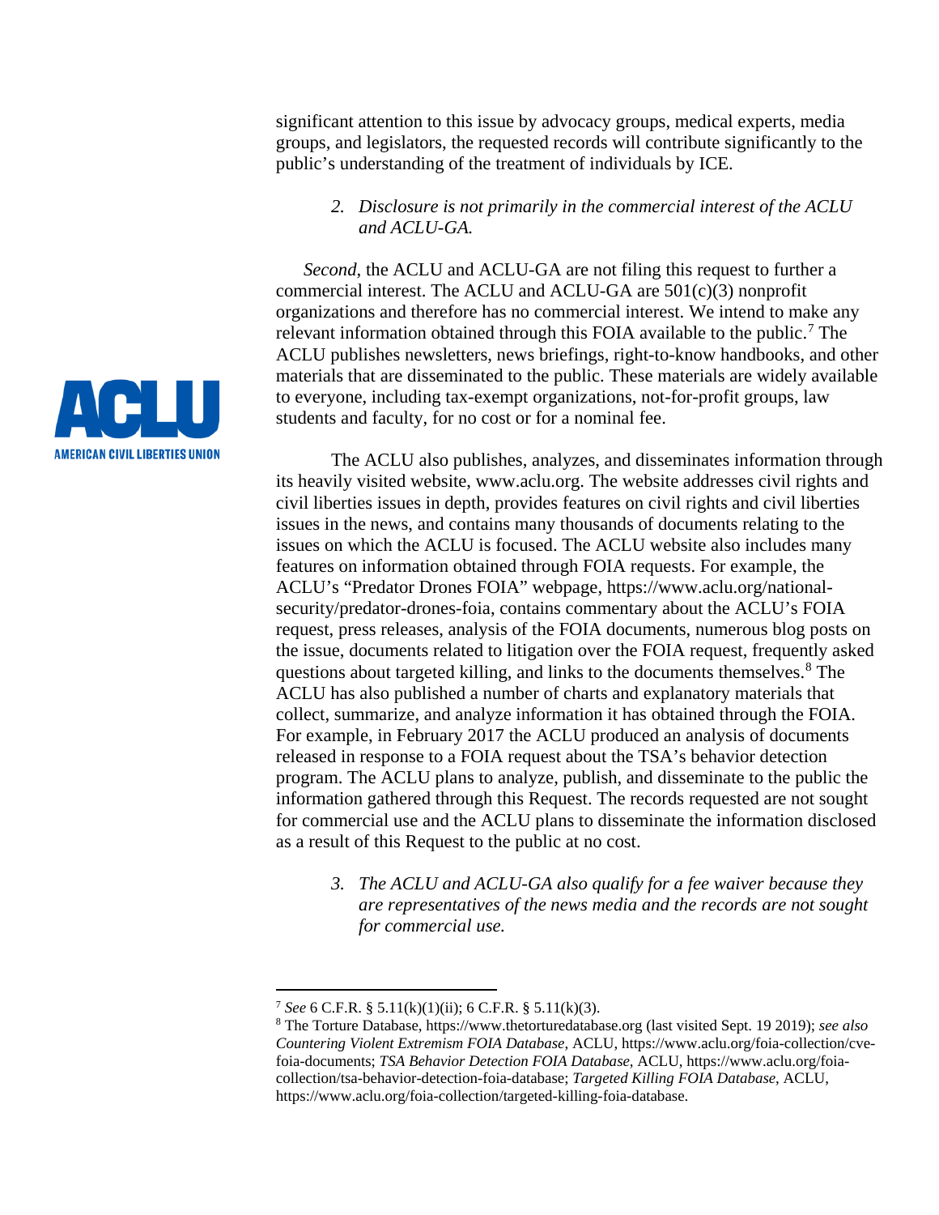significant attention to this issue by advocacy groups, medical experts, media groups, and legislators, the requested records will contribute significantly to the public's understanding of the treatment of individuals by ICE.

2. *Disclosure is not primarily in the commercial interest of the ACLU and ACLU-GA.*

*Second*, the ACLU and ACLU-GA are not filing this request to further a commercial interest. The ACLU and ACLU-GA are 501(c)(3) nonprofit organizations and therefore has no commercial interest. We intend to make any relevant information obtained through this FOIA available to the public.[7] The ACLU publishes newsletters, news briefings, right-to-know handbooks, and other materials that are disseminated to the public. These materials are widely available to everyone, including tax-exempt organizations, not-for-profit groups, law students and faculty, for no cost or for a nominal fee.

The ACLU also publishes, analyzes, and disseminates information through its heavily visited website, www.aclu.org. The website addresses civil rights and civil liberties issues in depth, provides features on civil rights and civil liberties issues in the news, and contains many thousands of documents relating to the issues on which the ACLU is focused. The ACLU website also includes many features on information obtained through FOIA requests. For example, the ACLU's "Predator Drones FOIA" webpage, https://www.aclu.org/national-security/predator-drones-foia, contains commentary about the ACLU's FOIA request, press releases, analysis of the FOIA documents, numerous blog posts on the issue, documents related to litigation over the FOIA request, frequently asked questions about targeted killing, and links to the documents themselves.[8] The ACLU has also published a number of charts and explanatory materials that collect, summarize, and analyze information it has obtained through the FOIA. For example, in February 2017 the ACLU produced an analysis of documents released in response to a FOIA request about the TSA's behavior detection program. The ACLU plans to analyze, publish, and disseminate to the public the information gathered through this Request. The records requested are not sought for commercial use and the ACLU plans to disseminate the information disclosed as a result of this Request to the public at no cost.

3. *The ACLU and ACLU-GA also qualify for a fee waiver because they are representatives of the news media and the records are not sought for commercial use.*

---

[7] *See* 6 C.F.R. § 5.11(k)(1)(ii); 6 C.F.R. § 5.11(k)(3).

[8] The Torture Database, https://www.thetorturedatabase.org (last visited Sept. 19 2019); *see also Countering Violent Extremism FOIA Database*, ACLU, https://www.aclu.org/foia-collection/cve-foia-documents; *TSA Behavior Detection FOIA Database*, ACLU, https://www.aclu.org/foia-collection/tsa-behavior-detection-foia-database; *Targeted Killing FOIA Database*, ACLU, https://www.aclu.org/foia-collection/targeted-killing-foia-database.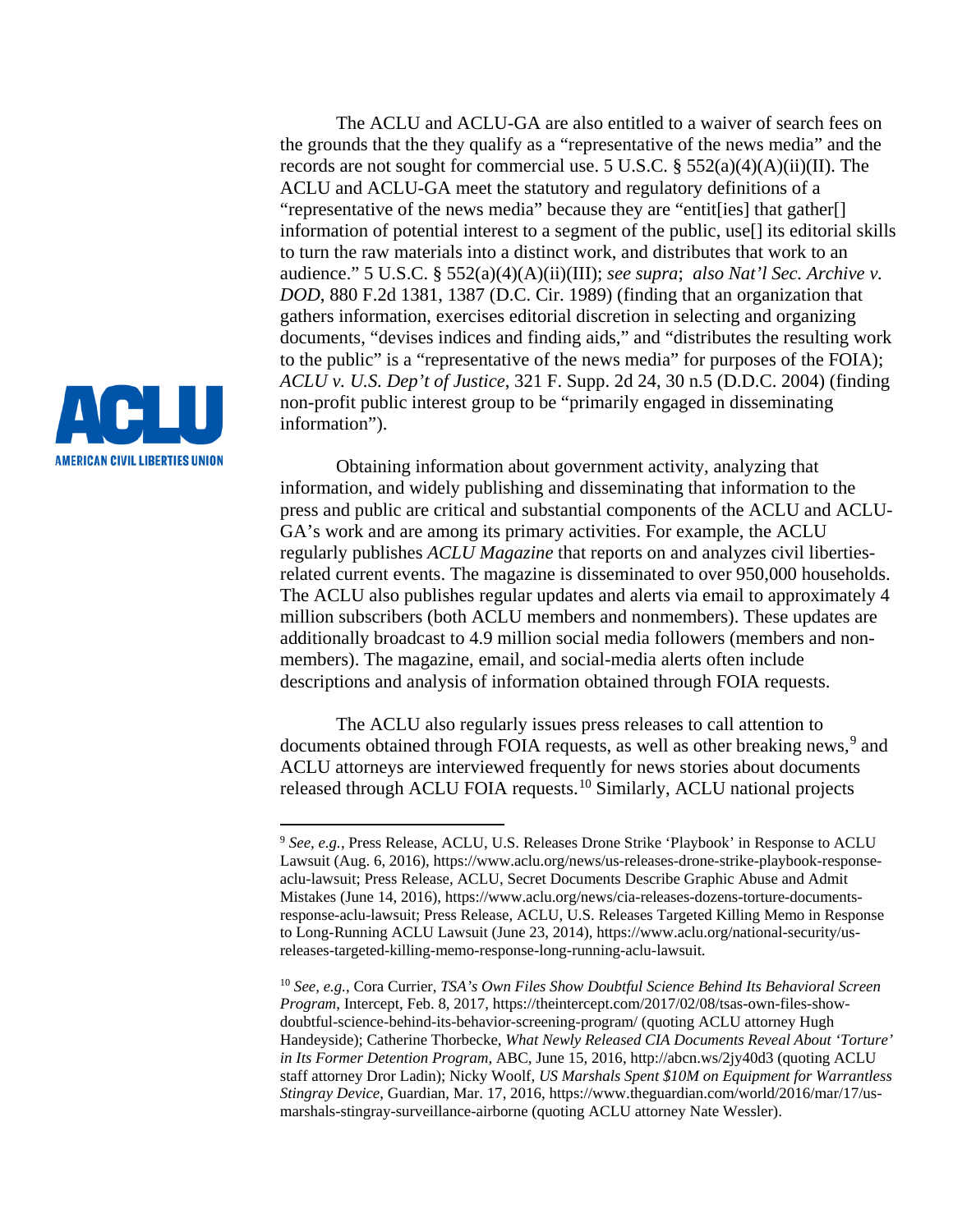The ACLU and ACLU-GA are also entitled to a waiver of search fees on the grounds that the they qualify as a "representative of the news media" and the records are not sought for commercial use. 5 U.S.C. § 552(a)(4)(A)(ii)(II). The ACLU and ACLU-GA meet the statutory and regulatory definitions of a "representative of the news media" because they are "entit[ies] that gather[] information of potential interest to a segment of the public, use[] its editorial skills to turn the raw materials into a distinct work, and distributes that work to an audience." 5 U.S.C. § 552(a)(4)(A)(ii)(III); *see supra*; *also Nat'l Sec. Archive v. DOD*, 880 F.2d 1381, 1387 (D.C. Cir. 1989) (finding that an organization that gathers information, exercises editorial discretion in selecting and organizing documents, "devises indices and finding aids," and "distributes the resulting work to the public" is a "representative of the news media" for purposes of the FOIA); *ACLU v. U.S. Dep't of Justice*, 321 F. Supp. 2d 24, 30 n.5 (D.D.C. 2004) (finding non-profit public interest group to be "primarily engaged in disseminating information").

Obtaining information about government activity, analyzing that information, and widely publishing and disseminating that information to the press and public are critical and substantial components of the ACLU and ACLU-GA's work and are among its primary activities. For example, the ACLU regularly publishes *ACLU Magazine* that reports on and analyzes civil liberties-related current events. The magazine is disseminated to over 950,000 households. The ACLU also publishes regular updates and alerts via email to approximately 4 million subscribers (both ACLU members and nonmembers). These updates are additionally broadcast to 4.9 million social media followers (members and non-members). The magazine, email, and social-media alerts often include descriptions and analysis of information obtained through FOIA requests.

The ACLU also regularly issues press releases to call attention to documents obtained through FOIA requests, as well as other breaking news,[9] and ACLU attorneys are interviewed frequently for news stories about documents released through ACLU FOIA requests.[10] Similarly, ACLU national projects

---

[9] *See, e.g.*, Press Release, ACLU, U.S. Releases Drone Strike 'Playbook' in Response to ACLU Lawsuit (Aug. 6, 2016), https://www.aclu.org/news/us-releases-drone-strike-playbook-response-aclu-lawsuit; Press Release, ACLU, Secret Documents Describe Graphic Abuse and Admit Mistakes (June 14, 2016), https://www.aclu.org/news/cia-releases-dozens-torture-documents-response-aclu-lawsuit; Press Release, ACLU, U.S. Releases Targeted Killing Memo in Response to Long-Running ACLU Lawsuit (June 23, 2014), https://www.aclu.org/national-security/us-releases-targeted-killing-memo-response-long-running-aclu-lawsuit.

[10] *See, e.g.*, Cora Currier, *TSA's Own Files Show Doubtful Science Behind Its Behavioral Screen Program*, Intercept, Feb. 8, 2017, https://theintercept.com/2017/02/08/tsas-own-files-show-doubtful-science-behind-its-behavior-screening-program/ (quoting ACLU attorney Hugh Handeyside); Catherine Thorbecke, *What Newly Released CIA Documents Reveal About 'Torture' in Its Former Detention Program,* ABC, June 15, 2016, http://abcn.ws/2jy40d3 (quoting ACLU staff attorney Dror Ladin); Nicky Woolf, *US Marshals Spent $10M on Equipment for Warrantless Stingray Device*, Guardian, Mar. 17, 2016, https://www.theguardian.com/world/2016/mar/17/us-marshals-stingray-surveillance-airborne (quoting ACLU attorney Nate Wessler).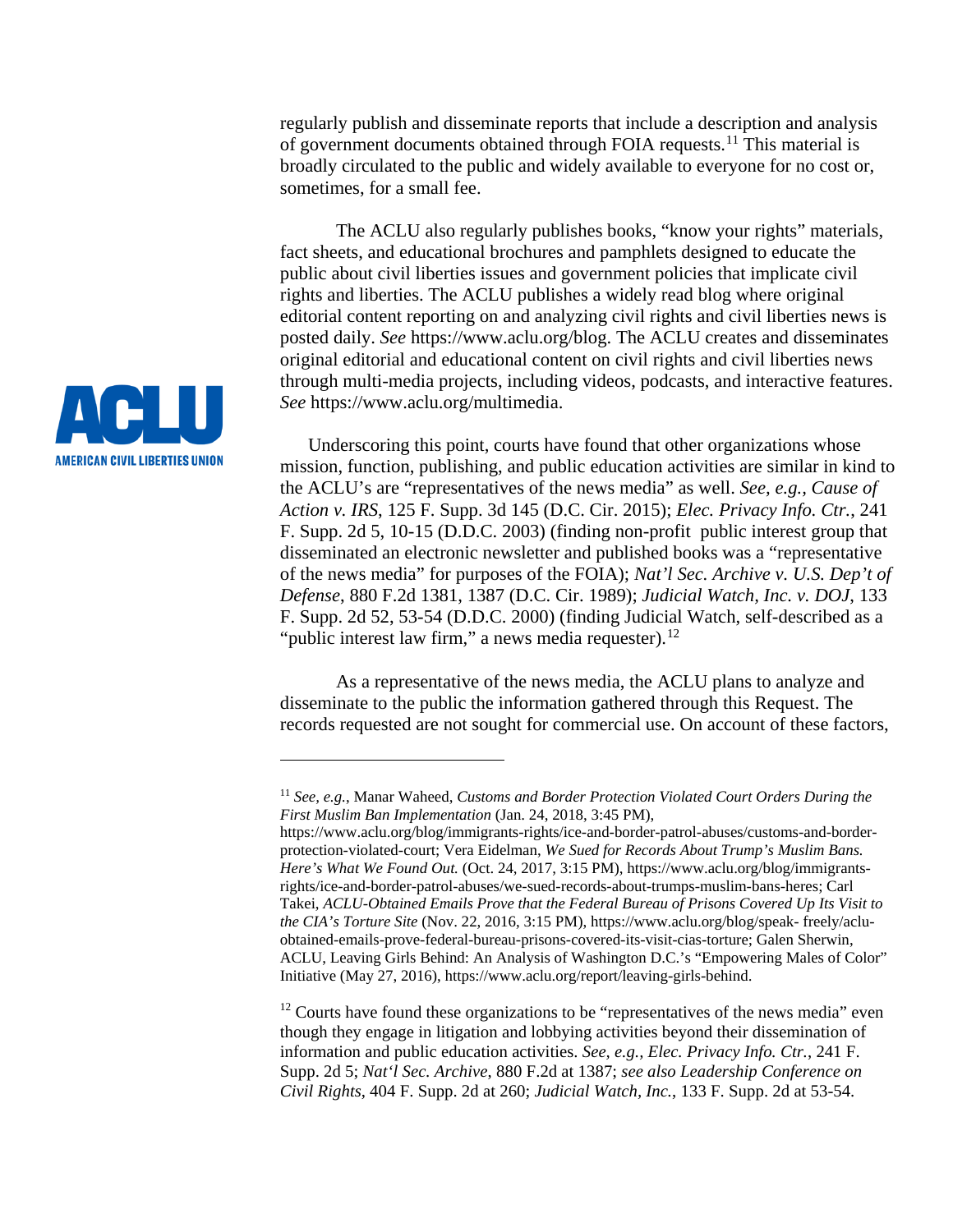regularly publish and disseminate reports that include a description and analysis of government documents obtained through FOIA requests.[11] This material is broadly circulated to the public and widely available to everyone for no cost or, sometimes, for a small fee.

The ACLU also regularly publishes books, "know your rights" materials, fact sheets, and educational brochures and pamphlets designed to educate the public about civil liberties issues and government policies that implicate civil rights and liberties. The ACLU publishes a widely read blog where original editorial content reporting on and analyzing civil rights and civil liberties news is posted daily. *See* https://www.aclu.org/blog. The ACLU creates and disseminates original editorial and educational content on civil rights and civil liberties news through multi-media projects, including videos, podcasts, and interactive features. *See* https://www.aclu.org/multimedia.

Underscoring this point, courts have found that other organizations whose mission, function, publishing, and public education activities are similar in kind to the ACLU's are "representatives of the news media" as well. *See, e.g.*, *Cause of Action v. IRS*, 125 F. Supp. 3d 145 (D.C. Cir. 2015); *Elec. Privacy Info. Ctr.*, 241 F. Supp. 2d 5, 10-15 (D.D.C. 2003) (finding non-profit public interest group that disseminated an electronic newsletter and published books was a "representative of the news media" for purposes of the FOIA); *Nat'l Sec. Archive v. U.S. Dep't of Defense*, 880 F.2d 1381, 1387 (D.C. Cir. 1989); *Judicial Watch, Inc. v. DOJ*, 133 F. Supp. 2d 52, 53-54 (D.D.C. 2000) (finding Judicial Watch, self-described as a "public interest law firm," a news media requester).[12]

As a representative of the news media, the ACLU plans to analyze and disseminate to the public the information gathered through this Request. The records requested are not sought for commercial use. On account of these factors,

---

[11] *See, e.g.*, Manar Waheed, *Customs and Border Protection Violated Court Orders During the First Muslim Ban Implementation* (Jan. 24, 2018, 3:45 PM), https://www.aclu.org/blog/immigrants-rights/ice-and-border-patrol-abuses/customs-and-border-protection-violated-court; Vera Eidelman, *We Sued for Records About Trump's Muslim Bans. Here's What We Found Out.* (Oct. 24, 2017, 3:15 PM), https://www.aclu.org/blog/immigrants-rights/ice-and-border-patrol-abuses/we-sued-records-about-trumps-muslim-bans-heres; Carl Takei, *ACLU-Obtained Emails Prove that the Federal Bureau of Prisons Covered Up Its Visit to the CIA's Torture Site* (Nov. 22, 2016, 3:15 PM), https://www.aclu.org/blog/speak- freely/aclu-obtained-emails-prove-federal-bureau-prisons-covered-its-visit-cias-torture; Galen Sherwin, ACLU, Leaving Girls Behind: An Analysis of Washington D.C.'s "Empowering Males of Color" Initiative (May 27, 2016), https://www.aclu.org/report/leaving-girls-behind.

[12] Courts have found these organizations to be "representatives of the news media" even though they engage in litigation and lobbying activities beyond their dissemination of information and public education activities. *See, e.g.*, *Elec. Privacy Info. Ctr.*, 241 F. Supp. 2d 5; *Nat'l Sec. Archive*, 880 F.2d at 1387; *see also Leadership Conference on Civil Rights*, 404 F. Supp. 2d at 260; *Judicial Watch, Inc.*, 133 F. Supp. 2d at 53-54.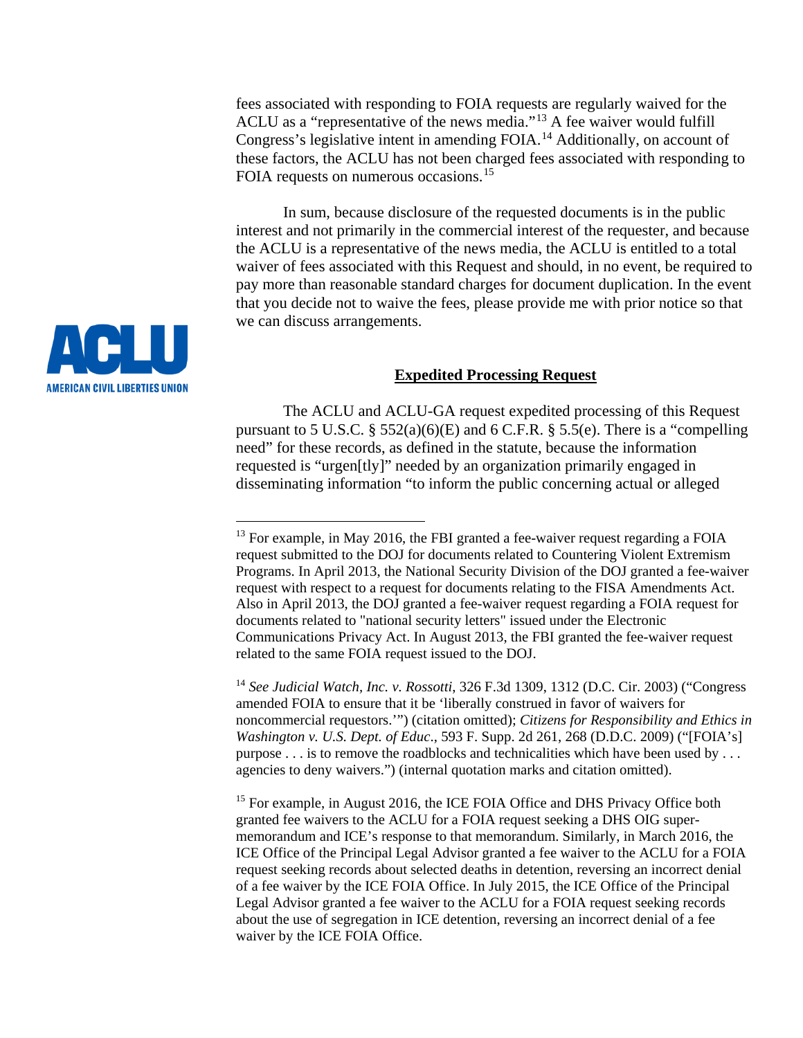fees associated with responding to FOIA requests are regularly waived for the ACLU as a "representative of the news media."[13] A fee waiver would fulfill Congress's legislative intent in amending FOIA.[14] Additionally, on account of these factors, the ACLU has not been charged fees associated with responding to FOIA requests on numerous occasions.[15]

In sum, because disclosure of the requested documents is in the public interest and not primarily in the commercial interest of the requester, and because the ACLU is a representative of the news media, the ACLU is entitled to a total waiver of fees associated with this Request and should, in no event, be required to pay more than reasonable standard charges for document duplication. In the event that you decide not to waive the fees, please provide me with prior notice so that we can discuss arrangements.

**Expedited Processing Request**

The ACLU and ACLU-GA request expedited processing of this Request pursuant to 5 U.S.C. § 552(a)(6)(E) and 6 C.F.R. § 5.5(e). There is a "compelling need" for these records, as defined in the statute, because the information requested is "urgen[tly]" needed by an organization primarily engaged in disseminating information "to inform the public concerning actual or alleged

---

[13] For example, in May 2016, the FBI granted a fee-waiver request regarding a FOIA request submitted to the DOJ for documents related to Countering Violent Extremism Programs. In April 2013, the National Security Division of the DOJ granted a fee-waiver request with respect to a request for documents relating to the FISA Amendments Act. Also in April 2013, the DOJ granted a fee-waiver request regarding a FOIA request for documents related to "national security letters" issued under the Electronic Communications Privacy Act. In August 2013, the FBI granted the fee-waiver request related to the same FOIA request issued to the DOJ.

[14] *See Judicial Watch, Inc. v. Rossotti*, 326 F.3d 1309, 1312 (D.C. Cir. 2003) ("Congress amended FOIA to ensure that it be 'liberally construed in favor of waivers for noncommercial requestors.'") (citation omitted); *Citizens for Responsibility and Ethics in Washington v. U.S. Dept. of Educ*., 593 F. Supp. 2d 261, 268 (D.D.C. 2009) ("[FOIA's] purpose . . . is to remove the roadblocks and technicalities which have been used by . . . agencies to deny waivers.") (internal quotation marks and citation omitted).

[15] For example, in August 2016, the ICE FOIA Office and DHS Privacy Office both granted fee waivers to the ACLU for a FOIA request seeking a DHS OIG super-memorandum and ICE's response to that memorandum. Similarly, in March 2016, the ICE Office of the Principal Legal Advisor granted a fee waiver to the ACLU for a FOIA request seeking records about selected deaths in detention, reversing an incorrect denial of a fee waiver by the ICE FOIA Office. In July 2015, the ICE Office of the Principal Legal Advisor granted a fee waiver to the ACLU for a FOIA request seeking records about the use of segregation in ICE detention, reversing an incorrect denial of a fee waiver by the ICE FOIA Office.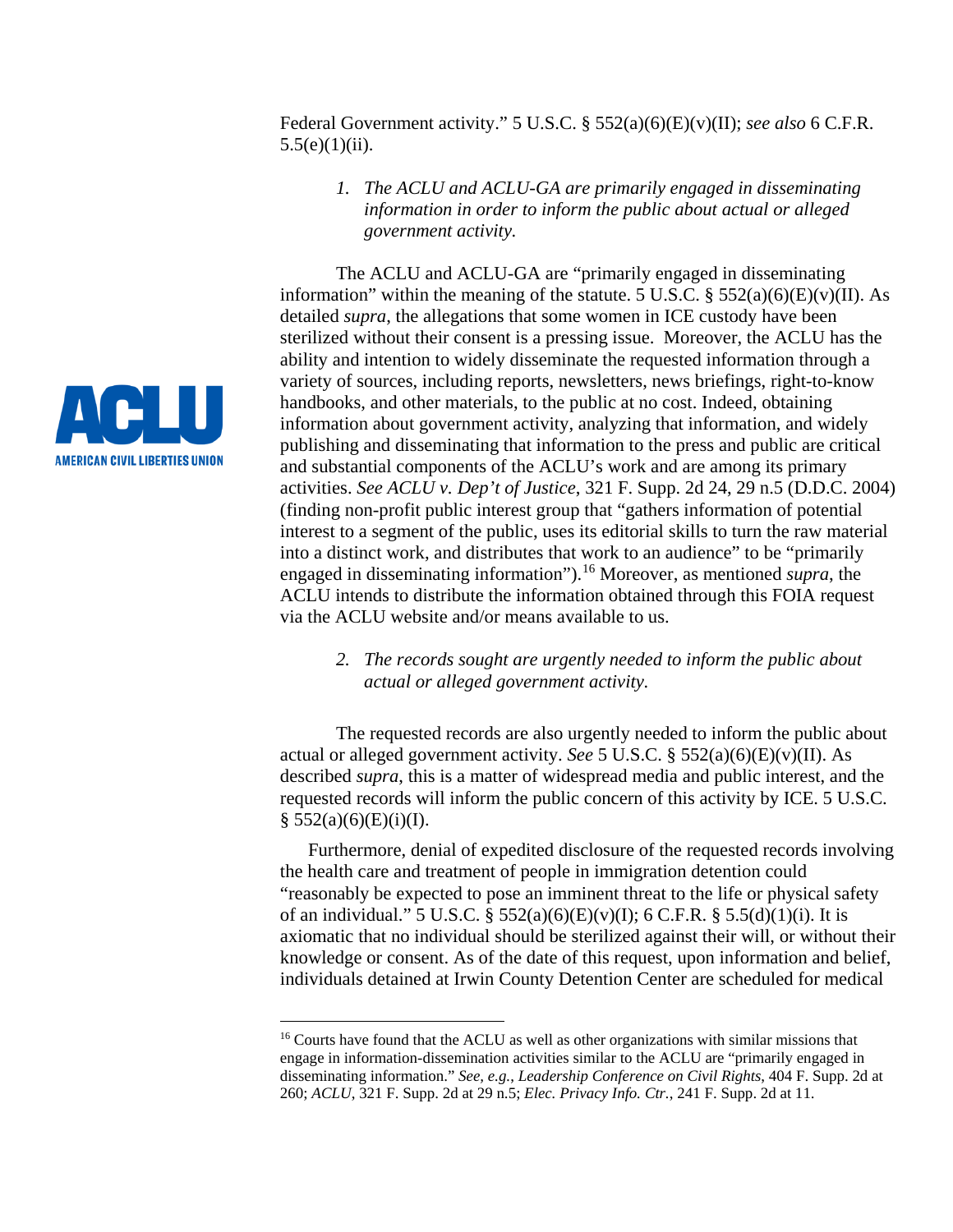Federal Government activity." 5 U.S.C. § 552(a)(6)(E)(v)(II); *see also* 6 C.F.R. 5.5(e)(1)(ii).

1. *The ACLU and ACLU-GA are primarily engaged in disseminating information in order to inform the public about actual or alleged government activity.*

The ACLU and ACLU-GA are "primarily engaged in disseminating information" within the meaning of the statute. 5 U.S.C. § 552(a)(6)(E)(v)(II). As detailed *supra*, the allegations that some women in ICE custody have been sterilized without their consent is a pressing issue. Moreover, the ACLU has the ability and intention to widely disseminate the requested information through a variety of sources, including reports, newsletters, news briefings, right-to-know handbooks, and other materials, to the public at no cost. Indeed, obtaining information about government activity, analyzing that information, and widely publishing and disseminating that information to the press and public are critical and substantial components of the ACLU's work and are among its primary activities. *See ACLU v. Dep't of Justice*, 321 F. Supp. 2d 24, 29 n.5 (D.D.C. 2004) (finding non-profit public interest group that "gathers information of potential interest to a segment of the public, uses its editorial skills to turn the raw material into a distinct work, and distributes that work to an audience" to be "primarily engaged in disseminating information").[16] Moreover, as mentioned *supra*, the ACLU intends to distribute the information obtained through this FOIA request via the ACLU website and/or means available to us.

2. *The records sought are urgently needed to inform the public about actual or alleged government activity.*

The requested records are also urgently needed to inform the public about actual or alleged government activity. *See* 5 U.S.C. § 552(a)(6)(E)(v)(II). As described *supra*, this is a matter of widespread media and public interest, and the requested records will inform the public concern of this activity by ICE. 5 U.S.C. § 552(a)(6)(E)(i)(I).

Furthermore, denial of expedited disclosure of the requested records involving the health care and treatment of people in immigration detention could "reasonably be expected to pose an imminent threat to the life or physical safety of an individual." 5 U.S.C. § 552(a)(6)(E)(v)(I); 6 C.F.R. § 5.5(d)(1)(i). It is axiomatic that no individual should be sterilized against their will, or without their knowledge or consent. As of the date of this request, upon information and belief, individuals detained at Irwin County Detention Center are scheduled for medical

[16] Courts have found that the ACLU as well as other organizations with similar missions that engage in information-dissemination activities similar to the ACLU are "primarily engaged in disseminating information." *See, e.g.*, *Leadership Conference on Civil Rights*, 404 F. Supp. 2d at 260; *ACLU*, 321 F. Supp. 2d at 29 n.5; *Elec. Privacy Info. Ctr.*, 241 F. Supp. 2d at 11.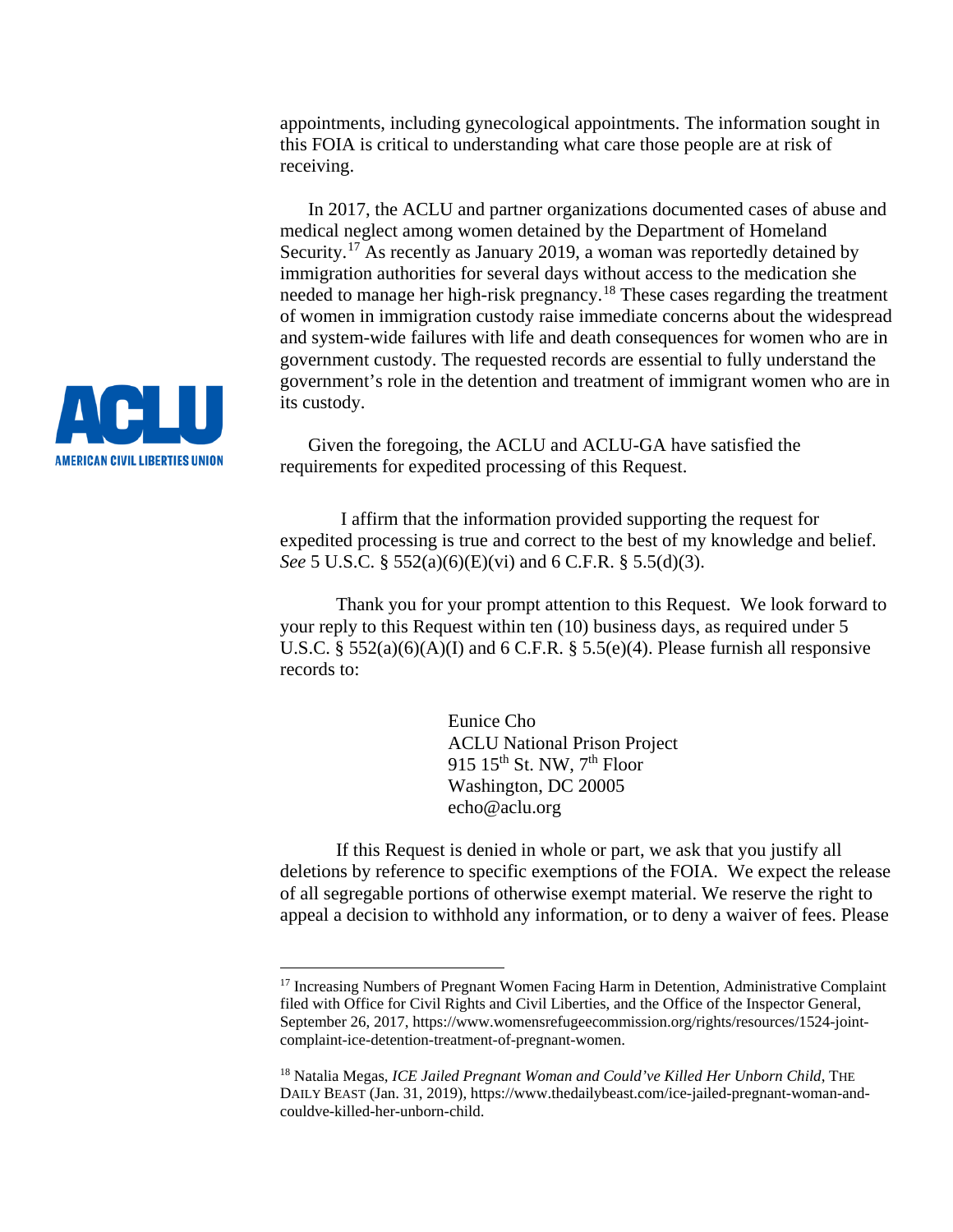appointments, including gynecological appointments. The information sought in this FOIA is critical to understanding what care those people are at risk of receiving.

In 2017, the ACLU and partner organizations documented cases of abuse and medical neglect among women detained by the Department of Homeland Security.[17] As recently as January 2019, a woman was reportedly detained by immigration authorities for several days without access to the medication she needed to manage her high-risk pregnancy.[18] These cases regarding the treatment of women in immigration custody raise immediate concerns about the widespread and system-wide failures with life and death consequences for women who are in government custody. The requested records are essential to fully understand the government's role in the detention and treatment of immigrant women who are in its custody.

Given the foregoing, the ACLU and ACLU-GA have satisfied the requirements for expedited processing of this Request.

I affirm that the information provided supporting the request for expedited processing is true and correct to the best of my knowledge and belief. *See* 5 U.S.C. § 552(a)(6)(E)(vi) and 6 C.F.R. § 5.5(d)(3).

Thank you for your prompt attention to this Request. We look forward to your reply to this Request within ten (10) business days, as required under 5 U.S.C. § 552(a)(6)(A)(I) and 6 C.F.R. § 5.5(e)(4). Please furnish all responsive records to:

Eunice Cho
ACLU National Prison Project
915 15th St. NW, 7th Floor
Washington, DC 20005
echo@aclu.org

If this Request is denied in whole or part, we ask that you justify all deletions by reference to specific exemptions of the FOIA. We expect the release of all segregable portions of otherwise exempt material. We reserve the right to appeal a decision to withhold any information, or to deny a waiver of fees. Please

---

[17] Increasing Numbers of Pregnant Women Facing Harm in Detention, Administrative Complaint filed with Office for Civil Rights and Civil Liberties, and the Office of the Inspector General, September 26, 2017, https://www.womensrefugeecommission.org/rights/resources/1524-joint-complaint-ice-detention-treatment-of-pregnant-women.

[18] Natalia Megas, *ICE Jailed Pregnant Woman and Could've Killed Her Unborn Child*, THE DAILY BEAST (Jan. 31, 2019), https://www.thedailybeast.com/ice-jailed-pregnant-woman-and-couldve-killed-her-unborn-child.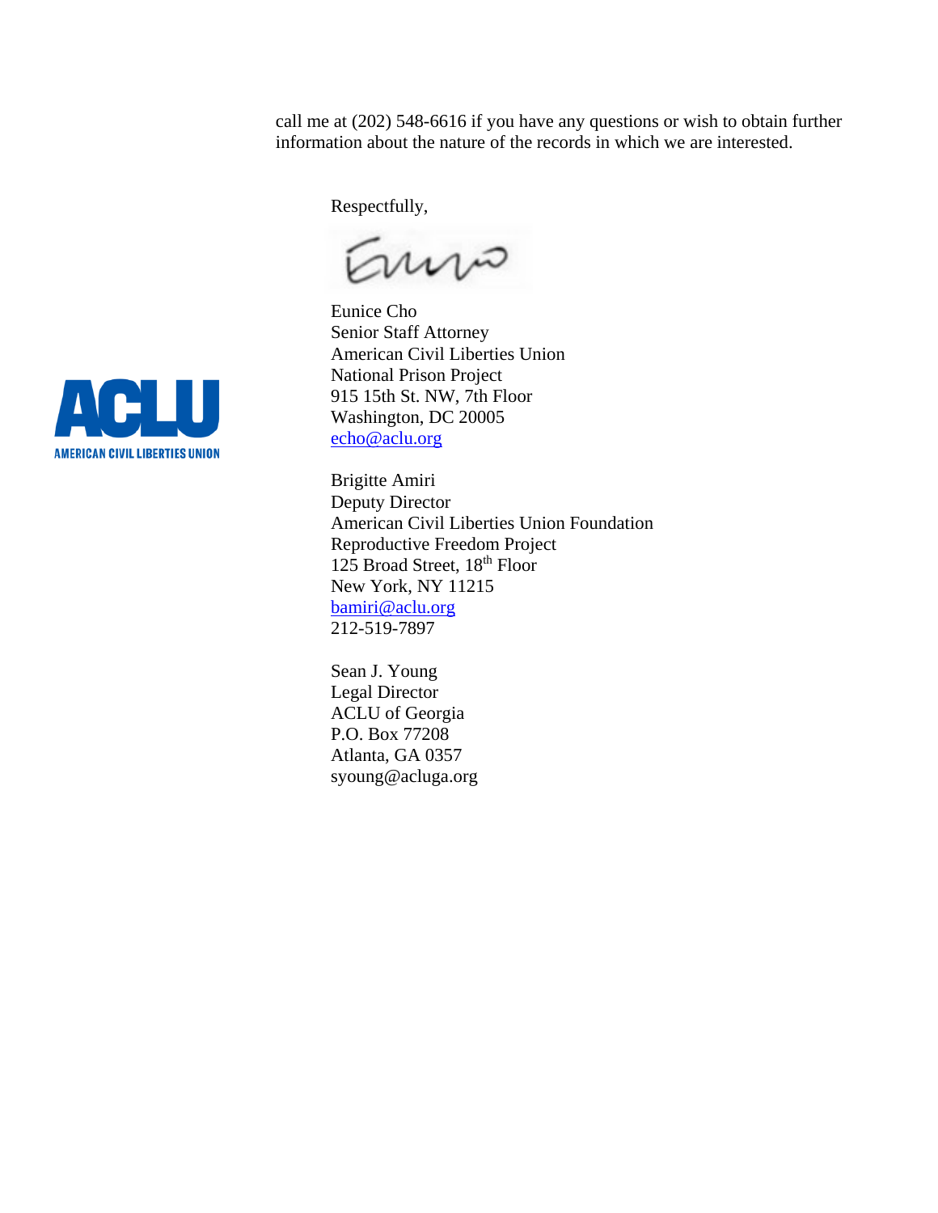call me at (202) 548-6616 if you have any questions or wish to obtain further information about the nature of the records in which we are interested.

Respectfully,

Eunice Cho
Senior Staff Attorney
American Civil Liberties Union
National Prison Project
915 15th St. NW, 7th Floor
Washington, DC 20005
echo@aclu.org

Brigitte Amiri
Deputy Director
American Civil Liberties Union Foundation
Reproductive Freedom Project
125 Broad Street, 18th Floor
New York, NY 11215
bamiri@aclu.org
212-519-7897

Sean J. Young
Legal Director
ACLU of Georgia
P.O. Box 77208
Atlanta, GA 0357
syoung@acluga.org